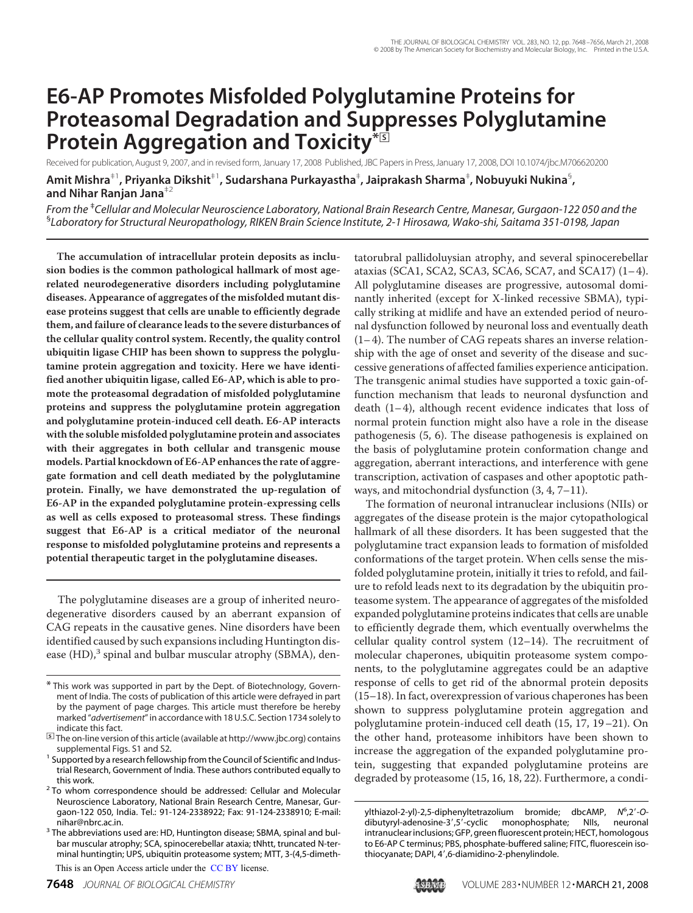# E6-AP Promotes Misfolded Polyglutamine Proteins for Proteasomal Degradation and Suppresses Polyglutamine Protein Aggregation and Toxicity*[S]

Received for publication, August 9, 2007, and in revised form, January 17, 2008 Published, JBC Papers in Press, January 17, 2008, DOI 10.1074/jbc.M706620200

**Amit Mishra[‡1], Priyanka Dikshit[‡1], Sudarshana Purkayastha[‡], Jaiprakash Sharma[‡], Nobuyuki Nukina[§], and Nihar Ranjan Jana[‡2]**

*From the [‡]Cellular and Molecular Neuroscience Laboratory, National Brain Research Centre, Manesar, Gurgaon-122 050 and the [§]Laboratory for Structural Neuropathology, RIKEN Brain Science Institute, 2-1 Hirosawa, Wako-shi, Saitama 351-0198, Japan*

**The accumulation of intracellular protein deposits as inclusion bodies is the common pathological hallmark of most age-related neurodegenerative disorders including polyglutamine diseases. Appearance of aggregates of the misfolded mutant disease proteins suggest that cells are unable to efficiently degrade them, and failure of clearance leads to the severe disturbances of the cellular quality control system. Recently, the quality control ubiquitin ligase CHIP has been shown to suppress the polyglutamine protein aggregation and toxicity. Here we have identified another ubiquitin ligase, called E6-AP, which is able to promote the proteasomal degradation of misfolded polyglutamine proteins and suppress the polyglutamine protein aggregation and polyglutamine protein-induced cell death. E6-AP interacts with the soluble misfolded polyglutamine protein and associates with their aggregates in both cellular and transgenic mouse models. Partial knockdown of E6-AP enhances the rate of aggregate formation and cell death mediated by the polyglutamine protein. Finally, we have demonstrated the up-regulation of E6-AP in the expanded polyglutamine protein-expressing cells as well as cells exposed to proteasomal stress. These findings suggest that E6-AP is a critical mediator of the neuronal response to misfolded polyglutamine proteins and represents a potential therapeutic target in the polyglutamine diseases.**

The polyglutamine diseases are a group of inherited neurodegenerative disorders caused by an aberrant expansion of CAG repeats in the causative genes. Nine disorders have been identified caused by such expansions including Huntington disease (HD),[3] spinal and bulbar muscular atrophy (SBMA), dentatorubral pallidoluysian atrophy, and several spinocerebellar ataxias (SCA1, SCA2, SCA3, SCA6, SCA7, and SCA17) (1–4). All polyglutamine diseases are progressive, autosomal dominantly inherited (except for X-linked recessive SBMA), typically striking at midlife and have an extended period of neuronal dysfunction followed by neuronal loss and eventually death (1–4). The number of CAG repeats shares an inverse relationship with the age of onset and severity of the disease and successive generations of affected families experience anticipation. The transgenic animal studies have supported a toxic gain-of-function mechanism that leads to neuronal dysfunction and death (1–4), although recent evidence indicates that loss of normal protein function might also have a role in the disease pathogenesis (5, 6). The disease pathogenesis is explained on the basis of polyglutamine protein conformation change and aggregation, aberrant interactions, and interference with gene transcription, activation of caspases and other apoptotic pathways, and mitochondrial dysfunction (3, 4, 7–11).

The formation of neuronal intranuclear inclusions (NIIs) or aggregates of the disease protein is the major cytopathological hallmark of all these disorders. It has been suggested that the polyglutamine tract expansion leads to formation of misfolded conformations of the target protein. When cells sense the misfolded polyglutamine protein, initially it tries to refold, and failure to refold leads next to its degradation by the ubiquitin proteasome system. The appearance of aggregates of the misfolded expanded polyglutamine proteins indicates that cells are unable to efficiently degrade them, which eventually overwhelms the cellular quality control system (12–14). The recruitment of molecular chaperones, ubiquitin proteasome system components, to the polyglutamine aggregates could be an adaptive response of cells to get rid of the abnormal protein deposits (15–18). In fact, overexpression of various chaperones has been shown to suppress polyglutamine protein aggregation and polyglutamine protein-induced cell death (15, 17, 19–21). On the other hand, proteasome inhibitors have been shown to increase the aggregation of the expanded polyglutamine protein, suggesting that expanded polyglutamine proteins are degraded by proteasome (15, 16, 18, 22). Furthermore, a condi-

\* This work was supported in part by the Dept. of Biotechnology, Government of India. The costs of publication of this article were defrayed in part by the payment of page charges. This article must therefore be hereby marked "*advertisement*" in accordance with 18 U.S.C. Section 1734 solely to indicate this fact.

[S] The on-line version of this article (available at http://www.jbc.org) contains supplemental Figs. S1 and S2.

[1] Supported by a research fellowship from the Council of Scientific and Industrial Research, Government of India. These authors contributed equally to this work.

[2] To whom correspondence should be addressed: Cellular and Molecular Neuroscience Laboratory, National Brain Research Centre, Manesar, Gurgaon-122 050, India. Tel.: 91-124-2338922; Fax: 91-124-2338910; E-mail: nihar@nbrc.ac.in.

[3] The abbreviations used are: HD, Huntington disease; SBMA, spinal and bulbar muscular atrophy; SCA, spinocerebellar ataxia; tNhtt, truncated N-terminal huntingtin; UPS, ubiquitin proteasome system; MTT, 3-(4,5-dimethylthiazol-2-yl)-2,5-diphenyltetrazolium bromide; dbcAMP, $N^6$,2′-*O*-dibutyryl-adenosine-3′,5′-cyclic monophosphate; NIIs, neuronal intranuclear inclusions; GFP, green fluorescent protein; HECT, homologous to E6-AP C terminus; PBS, phosphate-buffered saline; FITC, fluorescein isothiocyanate; DAPI, 4′,6-diamidino-2-phenylindole.

This is an Open Access article under the CC BY license.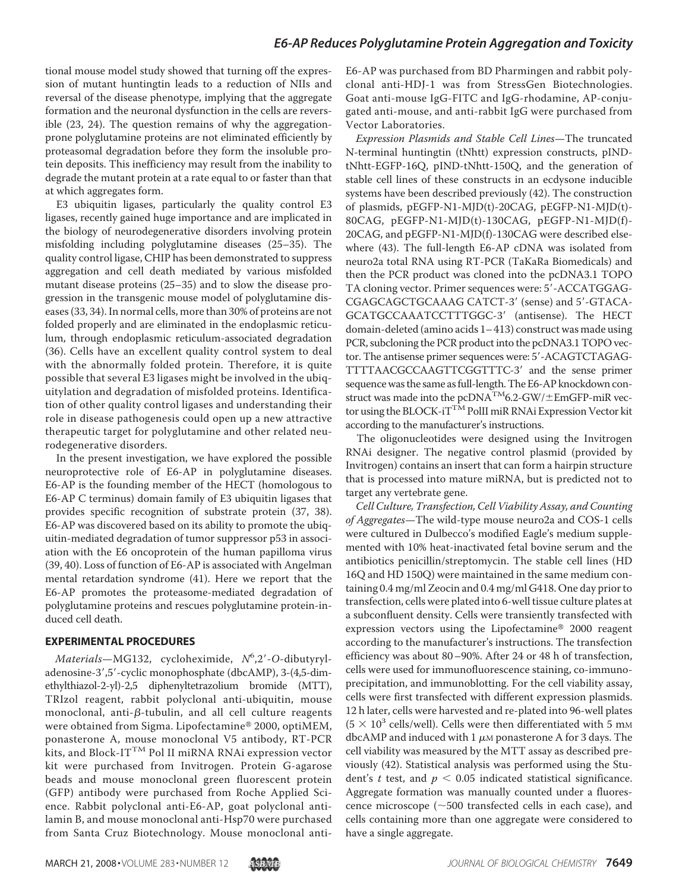tional mouse model study showed that turning off the expression of mutant huntingtin leads to a reduction of NIIs and reversal of the disease phenotype, implying that the aggregate formation and the neuronal dysfunction in the cells are reversible (23, 24). The question remains of why the aggregation-prone polyglutamine proteins are not eliminated efficiently by proteasomal degradation before they form the insoluble protein deposits. This inefficiency may result from the inability to degrade the mutant protein at a rate equal to or faster than that at which aggregates form.

E3 ubiquitin ligases, particularly the quality control E3 ligases, recently gained huge importance and are implicated in the biology of neurodegenerative disorders involving protein misfolding including polyglutamine diseases (25–35). The quality control ligase, CHIP has been demonstrated to suppress aggregation and cell death mediated by various misfolded mutant disease proteins (25–35) and to slow the disease progression in the transgenic mouse model of polyglutamine diseases (33, 34). In normal cells, more than 30% of proteins are not folded properly and are eliminated in the endoplasmic reticulum, through endoplasmic reticulum-associated degradation (36). Cells have an excellent quality control system to deal with the abnormally folded protein. Therefore, it is quite possible that several E3 ligases might be involved in the ubiquitylation and degradation of misfolded proteins. Identification of other quality control ligases and understanding their role in disease pathogenesis could open up a new attractive therapeutic target for polyglutamine and other related neurodegenerative disorders.

In the present investigation, we have explored the possible neuroprotective role of E6-AP in polyglutamine diseases. E6-AP is the founding member of the HECT (homologous to E6-AP C terminus) domain family of E3 ubiquitin ligases that provides specific recognition of substrate protein (37, 38). E6-AP was discovered based on its ability to promote the ubiquitin-mediated degradation of tumor suppressor p53 in association with the E6 oncoprotein of the human papilloma virus (39, 40). Loss of function of E6-AP is associated with Angelman mental retardation syndrome (41). Here we report that the E6-AP promotes the proteasome-mediated degradation of polyglutamine proteins and rescues polyglutamine protein-induced cell death.

## EXPERIMENTAL PROCEDURES

*Materials*—MG132, cycloheximide, $N^6$,2′-*O*-dibutyryladenosine-3′,5′-cyclic monophosphate (dbcAMP), 3-(4,5-dimethylthiazol-2-yl)-2,5 diphenyltetrazolium bromide (MTT), TRIzol reagent, rabbit polyclonal anti-ubiquitin, mouse monoclonal, anti-β-tubulin, and all cell culture reagents were obtained from Sigma. Lipofectamine® 2000, optiMEM, ponasterone A, mouse monoclonal V5 antibody, RT-PCR kits, and Block-IT™ Pol II miRNA RNAi expression vector kit were purchased from Invitrogen. Protein G-agarose beads and mouse monoclonal green fluorescent protein (GFP) antibody were purchased from Roche Applied Science. Rabbit polyclonal anti-E6-AP, goat polyclonal anti-lamin B, and mouse monoclonal anti-Hsp70 were purchased from Santa Cruz Biotechnology. Mouse monoclonal anti-E6-AP was purchased from BD Pharmingen and rabbit polyclonal anti-HDJ-1 was from StressGen Biotechnologies. Goat anti-mouse IgG-FITC and IgG-rhodamine, AP-conjugated anti-mouse, and anti-rabbit IgG were purchased from Vector Laboratories.

*Expression Plasmids and Stable Cell Lines*—The truncated N-terminal huntingtin (tNhtt) expression constructs, pIND-tNhtt-EGFP-16Q, pIND-tNhtt-150Q, and the generation of stable cell lines of these constructs in an ecdysone inducible systems have been described previously (42). The construction of plasmids, pEGFP-N1-MJD(t)-20CAG, pEGFP-N1-MJD(t)-80CAG, pEGFP-N1-MJD(t)-130CAG, pEGFP-N1-MJD(f)-20CAG, and pEGFP-N1-MJD(f)-130CAG were described elsewhere (43). The full-length E6-AP cDNA was isolated from neuro2a total RNA using RT-PCR (TaKaRa Biomedicals) and then the PCR product was cloned into the pcDNA3.1 TOPO TA cloning vector. Primer sequences were: 5′-ACCATGGAG-CGAGCAGCTGCAAAG CATCT-3′ (sense) and 5′-GTACA-GCATGCCAAATCCTTTGGC-3′ (antisense). The HECT domain-deleted (amino acids 1–413) construct was made using PCR, subcloning the PCR product into the pcDNA3.1 TOPO vector. The antisense primer sequences were: 5′-ACAGTCTAGAG-TTTTAACGCCAAGTTCGGTTTC-3′ and the sense primer sequence was the same as full-length. The E6-AP knockdown construct was made into the pcDNA™6.2-GW/±EmGFP-miR vector using the BLOCK-iT™ PolII miR RNAi Expression Vector kit according to the manufacturer's instructions.

The oligonucleotides were designed using the Invitrogen RNAi designer. The negative control plasmid (provided by Invitrogen) contains an insert that can form a hairpin structure that is processed into mature miRNA, but is predicted not to target any vertebrate gene.

*Cell Culture, Transfection, Cell Viability Assay, and Counting of Aggregates*—The wild-type mouse neuro2a and COS-1 cells were cultured in Dulbecco's modified Eagle's medium supplemented with 10% heat-inactivated fetal bovine serum and the antibiotics penicillin/streptomycin. The stable cell lines (HD 16Q and HD 150Q) were maintained in the same medium containing 0.4 mg/ml Zeocin and 0.4 mg/ml G418. One day prior to transfection, cells were plated into 6-well tissue culture plates at a subconfluent density. Cells were transiently transfected with expression vectors using the Lipofectamine® 2000 reagent according to the manufacturer's instructions. The transfection efficiency was about 80–90%. After 24 or 48 h of transfection, cells were used for immunofluorescence staining, co-immunoprecipitation, and immunoblotting. For the cell viability assay, cells were first transfected with different expression plasmids. 12 h later, cells were harvested and re-plated into 96-well plates ($5 \times 10^3$ cells/well). Cells were then differentiated with 5 mM dbcAMP and induced with 1 μM ponasterone A for 3 days. The cell viability was measured by the MTT assay as described previously (42). Statistical analysis was performed using the Student's *t* test, and $p < 0.05$ indicated statistical significance. Aggregate formation was manually counted under a fluorescence microscope (~500 transfected cells in each case), and cells containing more than one aggregate were considered to have a single aggregate.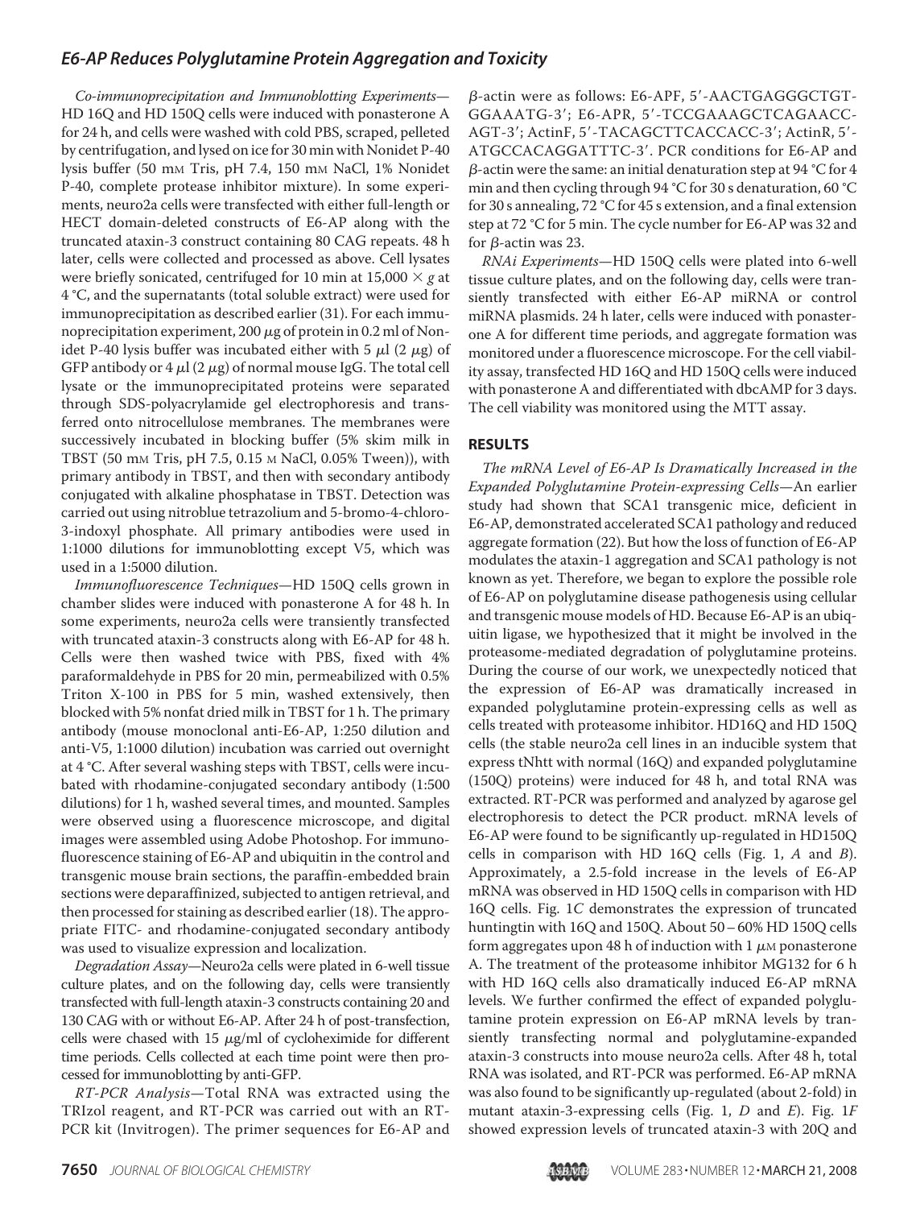*Co-immunoprecipitation and Immunoblotting Experiments*—HD 16Q and HD 150Q cells were induced with ponasterone A for 24 h, and cells were washed with cold PBS, scraped, pelleted by centrifugation, and lysed on ice for 30 min with Nonidet P-40 lysis buffer (50 mM Tris, pH 7.4, 150 mM NaCl, 1% Nonidet P-40, complete protease inhibitor mixture). In some experiments, neuro2a cells were transfected with either full-length or HECT domain-deleted constructs of E6-AP along with the truncated ataxin-3 construct containing 80 CAG repeats. 48 h later, cells were collected and processed as above. Cell lysates were briefly sonicated, centrifuged for 10 min at 15,000 × *g* at 4 °C, and the supernatants (total soluble extract) were used for immunoprecipitation as described earlier (31). For each immunoprecipitation experiment, 200 μg of protein in 0.2 ml of Nonidet P-40 lysis buffer was incubated either with 5 μl (2 μg) of GFP antibody or 4 μl (2 μg) of normal mouse IgG. The total cell lysate or the immunoprecipitated proteins were separated through SDS-polyacrylamide gel electrophoresis and transferred onto nitrocellulose membranes. The membranes were successively incubated in blocking buffer (5% skim milk in TBST (50 mM Tris, pH 7.5, 0.15 M NaCl, 0.05% Tween)), with primary antibody in TBST, and then with secondary antibody conjugated with alkaline phosphatase in TBST. Detection was carried out using nitroblue tetrazolium and 5-bromo-4-chloro-3-indoxyl phosphate. All primary antibodies were used in 1:1000 dilutions for immunoblotting except V5, which was used in a 1:5000 dilution.

*Immunofluorescence Techniques*—HD 150Q cells grown in chamber slides were induced with ponasterone A for 48 h. In some experiments, neuro2a cells were transiently transfected with truncated ataxin-3 constructs along with E6-AP for 48 h. Cells were then washed twice with PBS, fixed with 4% paraformaldehyde in PBS for 20 min, permeabilized with 0.5% Triton X-100 in PBS for 5 min, washed extensively, then blocked with 5% nonfat dried milk in TBST for 1 h. The primary antibody (mouse monoclonal anti-E6-AP, 1:250 dilution and anti-V5, 1:1000 dilution) incubation was carried out overnight at 4 °C. After several washing steps with TBST, cells were incubated with rhodamine-conjugated secondary antibody (1:500 dilutions) for 1 h, washed several times, and mounted. Samples were observed using a fluorescence microscope, and digital images were assembled using Adobe Photoshop. For immunofluorescence staining of E6-AP and ubiquitin in the control and transgenic mouse brain sections, the paraffin-embedded brain sections were deparaffinized, subjected to antigen retrieval, and then processed for staining as described earlier (18). The appropriate FITC- and rhodamine-conjugated secondary antibody was used to visualize expression and localization.

*Degradation Assay*—Neuro2a cells were plated in 6-well tissue culture plates, and on the following day, cells were transiently transfected with full-length ataxin-3 constructs containing 20 and 130 CAG with or without E6-AP. After 24 h of post-transfection, cells were chased with 15 μg/ml of cycloheximide for different time periods. Cells collected at each time point were then processed for immunoblotting by anti-GFP.

*RT-PCR Analysis*—Total RNA was extracted using the TRIzol reagent, and RT-PCR was carried out with an RT-PCR kit (Invitrogen). The primer sequences for E6-AP and β-actin were as follows: E6-APF, 5′-AACTGAGGGCTGTGGAAATG-3′; E6-APR, 5′-TCCGAAAGCTCAGAACCAGT-3′; ActinF, 5′-TACAGCTTCACCACC-3′; ActinR, 5′-ATGCCACAGGATTTC-3′. PCR conditions for E6-AP and β-actin were the same: an initial denaturation step at 94 °C for 4 min and then cycling through 94 °C for 30 s denaturation, 60 °C for 30 s annealing, 72 °C for 45 s extension, and a final extension step at 72 °C for 5 min. The cycle number for E6-AP was 32 and for β-actin was 23.

*RNAi Experiments*—HD 150Q cells were plated into 6-well tissue culture plates, and on the following day, cells were transiently transfected with either E6-AP miRNA or control miRNA plasmids. 24 h later, cells were induced with ponasterone A for different time periods, and aggregate formation was monitored under a fluorescence microscope. For the cell viability assay, transfected HD 16Q and HD 150Q cells were induced with ponasterone A and differentiated with dbcAMP for 3 days. The cell viability was monitored using the MTT assay.

## RESULTS

*The mRNA Level of E6-AP Is Dramatically Increased in the Expanded Polyglutamine Protein-expressing Cells*—An earlier study had shown that SCA1 transgenic mice, deficient in E6-AP, demonstrated accelerated SCA1 pathology and reduced aggregate formation (22). But how the loss of function of E6-AP modulates the ataxin-1 aggregation and SCA1 pathology is not known as yet. Therefore, we began to explore the possible role of E6-AP on polyglutamine disease pathogenesis using cellular and transgenic mouse models of HD. Because E6-AP is an ubiquitin ligase, we hypothesized that it might be involved in the proteasome-mediated degradation of polyglutamine proteins. During the course of our work, we unexpectedly noticed that the expression of E6-AP was dramatically increased in expanded polyglutamine protein-expressing cells as well as cells treated with proteasome inhibitor. HD16Q and HD 150Q cells (the stable neuro2a cell lines in an inducible system that express tNhtt with normal (16Q) and expanded polyglutamine (150Q) proteins) were induced for 48 h, and total RNA was extracted. RT-PCR was performed and analyzed by agarose gel electrophoresis to detect the PCR product. mRNA levels of E6-AP were found to be significantly up-regulated in HD150Q cells in comparison with HD 16Q cells (Fig. 1, *A* and *B*). Approximately, a 2.5-fold increase in the levels of E6-AP mRNA was observed in HD 150Q cells in comparison with HD 16Q cells. Fig. 1*C* demonstrates the expression of truncated huntingtin with 16Q and 150Q. About 50–60% HD 150Q cells form aggregates upon 48 h of induction with 1 μM ponasterone A. The treatment of the proteasome inhibitor MG132 for 6 h with HD 16Q cells also dramatically induced E6-AP mRNA levels. We further confirmed the effect of expanded polyglutamine protein expression on E6-AP mRNA levels by transiently transfecting normal and polyglutamine-expanded ataxin-3 constructs into mouse neuro2a cells. After 48 h, total RNA was isolated, and RT-PCR was performed. E6-AP mRNA was also found to be significantly up-regulated (about 2-fold) in mutant ataxin-3-expressing cells (Fig. 1, *D* and *E*). Fig. 1*F* showed expression levels of truncated ataxin-3 with 20Q and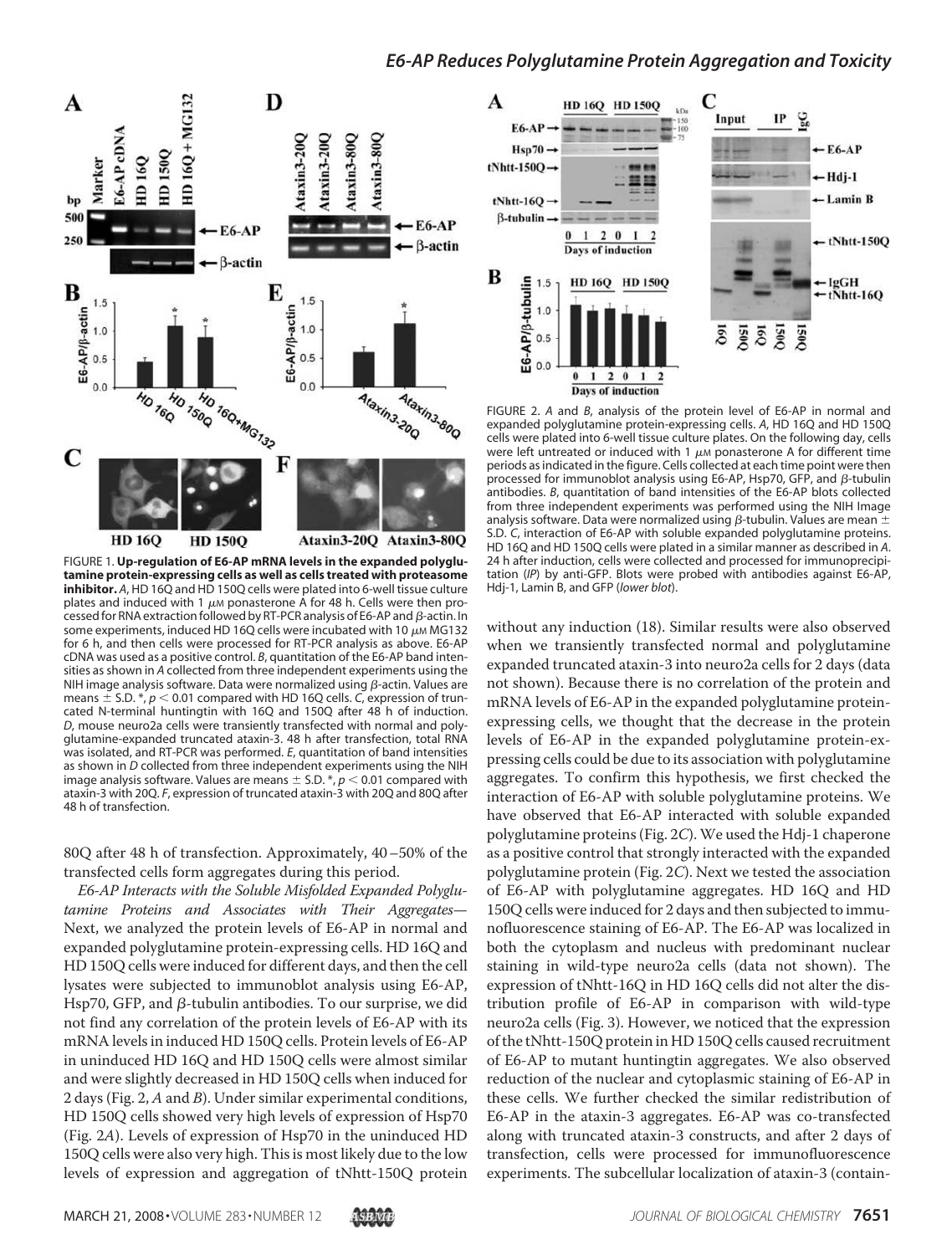FIGURE 1. **Up-regulation of E6-AP mRNA levels in the expanded polyglutamine protein-expressing cells as well as cells treated with proteasome inhibitor.** *A*, HD 16Q and HD 150Q cells were plated into 6-well tissue culture plates and induced with 1 $\mu$M ponasterone A for 48 h. Cells were then processed for RNA extraction followed by RT-PCR analysis of E6-AP and β-actin. In some experiments, induced HD 16Q cells were incubated with 10 $\mu$M MG132 for 6 h, and then cells were processed for RT-PCR analysis as above. E6-AP cDNA was used as a positive control. *B*, quantitation of the E6-AP band intensities as shown in *A* collected from three independent experiments using the NIH image analysis software. Data were normalized using β-actin. Values are means ± S.D. *, $p < 0.01$ compared with HD 16Q cells. *C*, expression of truncated N-terminal huntingtin with 16Q and 150Q after 48 h of induction. *D*, mouse neuro2a cells were transiently transfected with normal and polyglutamine-expanded truncated ataxin-3. 48 h after transfection, total RNA was isolated, and RT-PCR was performed. *E*, quantitation of band intensities as shown in *D* collected from three independent experiments using the NIH image analysis software. Values are means ± S.D. *, $p < 0.01$ compared with ataxin-3 with 20Q. *F*, expression of truncated ataxin-3 with 20Q and 80Q after 48 h of transfection.

FIGURE 2. *A* and *B*, analysis of the protein level of E6-AP in normal and expanded polyglutamine protein-expressing cells. *A*, HD 16Q and HD 150Q cells were plated into 6-well tissue culture plates. On the following day, cells were left untreated or induced with 1 $\mu$M ponasterone A for different time periods as indicated in the figure. Cells collected at each time point were then processed for immunoblot analysis using E6-AP, Hsp70, GFP, and β-tubulin antibodies. *B*, quantitation of band intensities of the E6-AP blots collected from three independent experiments was performed using the NIH Image analysis software. Data were normalized using β-tubulin. Values are mean ± S.D. *C*, interaction of E6-AP with soluble expanded polyglutamine proteins. HD 16Q and HD 150Q cells were plated in a similar manner as described in *A*. 24 h after induction, cells were collected and processed for immunoprecipitation (*IP*) by anti-GFP. Blots were probed with antibodies against E6-AP, Hdj-1, Lamin B, and GFP (*lower blot*).

80Q after 48 h of transfection. Approximately, 40–50% of the transfected cells form aggregates during this period.

*E6-AP Interacts with the Soluble Misfolded Expanded Polyglutamine Proteins and Associates with Their Aggregates*—Next, we analyzed the protein levels of E6-AP in normal and expanded polyglutamine protein-expressing cells. HD 16Q and HD 150Q cells were induced for different days, and then the cell lysates were subjected to immunoblot analysis using E6-AP, Hsp70, GFP, and β-tubulin antibodies. To our surprise, we did not find any correlation of the protein levels of E6-AP with its mRNA levels in induced HD 150Q cells. Protein levels of E6-AP in uninduced HD 16Q and HD 150Q cells were almost similar and were slightly decreased in HD 150Q cells when induced for 2 days (Fig. 2, *A* and *B*). Under similar experimental conditions, HD 150Q cells showed very high levels of expression of Hsp70 (Fig. 2*A*). Levels of expression of Hsp70 in the uninduced HD 150Q cells were also very high. This is most likely due to the low levels of expression and aggregation of tNhtt-150Q protein without any induction (18). Similar results were also observed when we transiently transfected normal and polyglutamine expanded truncated ataxin-3 into neuro2a cells for 2 days (data not shown). Because there is no correlation of the protein and mRNA levels of E6-AP in the expanded polyglutamine protein-expressing cells, we thought that the decrease in the protein levels of E6-AP in the expanded polyglutamine protein-expressing cells could be due to its association with polyglutamine aggregates. To confirm this hypothesis, we first checked the interaction of E6-AP with soluble polyglutamine proteins. We have observed that E6-AP interacted with soluble expanded polyglutamine proteins (Fig. 2*C*). We used the Hdj-1 chaperone as a positive control that strongly interacted with the expanded polyglutamine protein (Fig. 2*C*). Next we tested the association of E6-AP with polyglutamine aggregates. HD 16Q and HD 150Q cells were induced for 2 days and then subjected to immunofluorescence staining of E6-AP. The E6-AP was localized in both the cytoplasm and nucleus with predominant nuclear staining in wild-type neuro2a cells (data not shown). The expression of tNhtt-16Q in HD 16Q cells did not alter the distribution profile of E6-AP in comparison with wild-type neuro2a cells (Fig. 3). However, we noticed that the expression of the tNhtt-150Q protein in HD 150Q cells caused recruitment of E6-AP to mutant huntingtin aggregates. We also observed reduction of the nuclear and cytoplasmic staining of E6-AP in these cells. We further checked the similar redistribution of E6-AP in the ataxin-3 aggregates. E6-AP was co-transfected along with truncated ataxin-3 constructs, and after 2 days of transfection, cells were processed for immunofluorescence experiments. The subcellular localization of ataxin-3 (contain-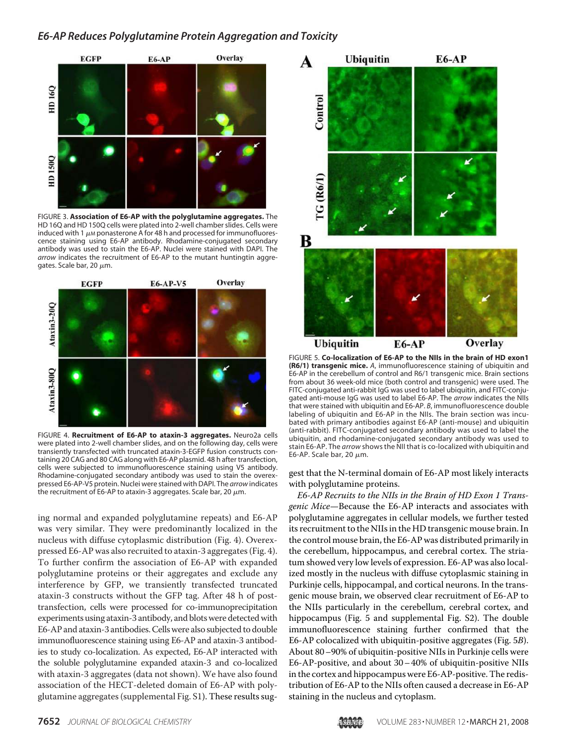FIGURE 3. **Association of E6-AP with the polyglutamine aggregates.** The HD 16Q and HD 150Q cells were plated into 2-well chamber slides. Cells were induced with 1 $\mu$M ponasterone A for 48 h and processed for immunofluorescence staining using E6-AP antibody. Rhodamine-conjugated secondary antibody was used to stain the E6-AP. Nuclei were stained with DAPI. The *arrow* indicates the recruitment of E6-AP to the mutant huntingtin aggregates. Scale bar, 20 $\mu$m.

FIGURE 4. **Recruitment of E6-AP to ataxin-3 aggregates.** Neuro2a cells were plated into 2-well chamber slides, and on the following day, cells were transiently transfected with truncated ataxin-3-EGFP fusion constructs containing 20 CAG and 80 CAG along with E6-AP plasmid. 48 h after transfection, cells were subjected to immunofluorescence staining using V5 antibody. Rhodamine-conjugated secondary antibody was used to stain the overexpressed E6-AP-V5 protein. Nuclei were stained with DAPI. The *arrow* indicates the recruitment of E6-AP to ataxin-3 aggregates. Scale bar, 20 $\mu$m.

ing normal and expanded polyglutamine repeats) and E6-AP was very similar. They were predominantly localized in the nucleus with diffuse cytoplasmic distribution (Fig. 4). Overexpressed E6-AP was also recruited to ataxin-3 aggregates (Fig. 4). To further confirm the association of E6-AP with expanded polyglutamine proteins or their aggregates and exclude any interference by GFP, we transiently transfected truncated ataxin-3 constructs without the GFP tag. After 48 h of post-transfection, cells were processed for co-immunoprecipitation experiments using ataxin-3 antibody, and blots were detected with E6-AP and ataxin-3 antibodies. Cells were also subjected to double immunofluorescence staining using E6-AP and ataxin-3 antibodies to study co-localization. As expected, E6-AP interacted with the soluble polyglutamine expanded ataxin-3 and co-localized with ataxin-3 aggregates (data not shown). We have also found association of the HECT-deleted domain of E6-AP with polyglutamine aggregates (supplemental Fig. S1). These results suggest that the N-terminal domain of E6-AP most likely interacts with polyglutamine proteins.

FIGURE 5. **Co-localization of E6-AP to the NIIs in the brain of HD exon1 (R6/1) transgenic mice.** *A*, immunofluorescence staining of ubiquitin and E6-AP in the cerebellum of control and R6/1 transgenic mice. Brain sections from about 36 week-old mice (both control and transgenic) were used. The FITC-conjugated anti-rabbit IgG was used to label ubiquitin, and FITC-conjugated anti-mouse IgG was used to label E6-AP. The *arrow* indicates the NIIs that were stained with ubiquitin and E6-AP. *B*, immunofluorescence double labeling of ubiquitin and E6-AP in the NIIs. The brain section was incubated with primary antibodies against E6-AP (anti-mouse) and ubiquitin (anti-rabbit). FITC-conjugated secondary antibody was used to label the ubiquitin, and rhodamine-conjugated secondary antibody was used to stain E6-AP. The *arrow* shows the NII that is co-localized with ubiquitin and E6-AP. Scale bar, 20 $\mu$m.

*E6-AP Recruits to the NIIs in the Brain of HD Exon 1 Transgenic Mice*—Because the E6-AP interacts and associates with polyglutamine aggregates in cellular models, we further tested its recruitment to the NIIs in the HD transgenic mouse brain. In the control mouse brain, the E6-AP was distributed primarily in the cerebellum, hippocampus, and cerebral cortex. The striatum showed very low levels of expression. E6-AP was also localized mostly in the nucleus with diffuse cytoplasmic staining in Purkinje cells, hippocampal, and cortical neurons. In the transgenic mouse brain, we observed clear recruitment of E6-AP to the NIIs particularly in the cerebellum, cerebral cortex, and hippocampus (Fig. 5 and supplemental Fig. S2). The double immunofluorescence staining further confirmed that the E6-AP colocalized with ubiquitin-positive aggregates (Fig. 5*B*). About 80–90% of ubiquitin-positive NIIs in Purkinje cells were E6-AP-positive, and about 30–40% of ubiquitin-positive NIIs in the cortex and hippocampus were E6-AP-positive. The redistribution of E6-AP to the NIIs often caused a decrease in E6-AP staining in the nucleus and cytoplasm.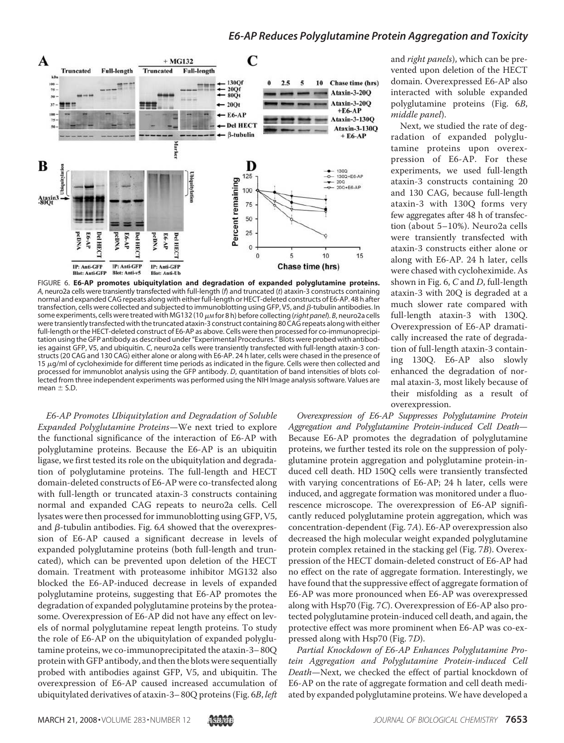FIGURE 6. **E6-AP promotes ubiquitylation and degradation of expanded polyglutamine proteins.** *A*, neuro2a cells were transiently transfected with full-length (*f*) and truncated (*t*) ataxin-3 constructs containing normal and expanded CAG repeats along with either full-length or HECT-deleted constructs of E6-AP. 48 h after transfection, cells were collected and subjected to immunoblotting using GFP, V5, and β-tubulin antibodies. In some experiments, cells were treated with MG132 (10 μM for 8 h) before collecting (*right panel*). *B*, neuro2a cells were transiently transfected with the truncated ataxin-3 construct containing 80 CAG repeats along with either full-length or the HECT-deleted construct of E6-AP as above. Cells were then processed for co-immunoprecipitation using the GFP antibody as described under "Experimental Procedures." Blots were probed with antibodies against GFP, V5, and ubiquitin. *C*, neuro2a cells were transiently transfected with full-length ataxin-3 constructs (20 CAG and 130 CAG) either alone or along with E6-AP. 24 h later, cells were chased in the presence of 15 μg/ml of cycloheximide for different time periods as indicated in the figure. Cells were then collected and processed for immunoblot analysis using the GFP antibody. *D*, quantitation of band intensities of blots collected from three independent experiments was performed using the NIH Image analysis software. Values are mean ± S.D.

*E6-AP Promotes Ubiquitylation and Degradation of Soluble Expanded Polyglutamine Proteins*—We next tried to explore the functional significance of the interaction of E6-AP with polyglutamine proteins. Because the E6-AP is an ubiquitin ligase, we first tested its role on the ubiquitylation and degradation of polyglutamine proteins. The full-length and HECT domain-deleted constructs of E6-AP were co-transfected along with full-length or truncated ataxin-3 constructs containing normal and expanded CAG repeats to neuro2a cells. Cell lysates were then processed for immunoblotting using GFP, V5, and β-tubulin antibodies. Fig. 6*A* showed that the overexpression of E6-AP caused a significant decrease in levels of expanded polyglutamine proteins (both full-length and truncated), which can be prevented upon deletion of the HECT domain. Treatment with proteasome inhibitor MG132 also blocked the E6-AP-induced decrease in levels of expanded polyglutamine proteins, suggesting that E6-AP promotes the degradation of expanded polyglutamine proteins by the proteasome. Overexpression of E6-AP did not have any effect on levels of normal polyglutamine repeat length proteins. To study the role of E6-AP on the ubiquitylation of expanded polyglutamine proteins, we co-immunoprecipitated the ataxin-3–80Q protein with GFP antibody, and then the blots were sequentially probed with antibodies against GFP, V5, and ubiquitin. The overexpression of E6-AP caused increased accumulation of ubiquitylated derivatives of ataxin-3–80Q proteins (Fig. 6*B*, *left* and *right panels*), which can be prevented upon deletion of the HECT domain. Overexpressed E6-AP also interacted with soluble expanded polyglutamine proteins (Fig. 6*B*, *middle panel*).

Next, we studied the rate of degradation of expanded polyglutamine proteins upon overexpression of E6-AP. For these experiments, we used full-length ataxin-3 constructs containing 20 and 130 CAG, because full-length ataxin-3 with 130Q forms very few aggregates after 48 h of transfection (about 5–10%). Neuro2a cells were transiently transfected with ataxin-3 constructs either alone or along with E6-AP. 24 h later, cells were chased with cycloheximide. As shown in Fig. 6, *C* and *D*, full-length ataxin-3 with 20Q is degraded at a much slower rate compared with full-length ataxin-3 with 130Q. Overexpression of E6-AP dramatically increased the rate of degradation of full-length ataxin-3 containing 130Q. E6-AP also slowly enhanced the degradation of normal ataxin-3, most likely because of their misfolding as a result of overexpression.

*Overexpression of E6-AP Suppresses Polyglutamine Protein Aggregation and Polyglutamine Protein-induced Cell Death*—Because E6-AP promotes the degradation of polyglutamine proteins, we further tested its role on the suppression of polyglutamine protein aggregation and polyglutamine protein-induced cell death. HD 150Q cells were transiently transfected with varying concentrations of E6-AP; 24 h later, cells were induced, and aggregate formation was monitored under a fluorescence microscope. The overexpression of E6-AP significantly reduced polyglutamine protein aggregation, which was concentration-dependent (Fig. 7*A*). E6-AP overexpression also decreased the high molecular weight expanded polyglutamine protein complex retained in the stacking gel (Fig. 7*B*). Overexpression of the HECT domain-deleted construct of E6-AP had no effect on the rate of aggregate formation. Interestingly, we have found that the suppressive effect of aggregate formation of E6-AP was more pronounced when E6-AP was overexpressed along with Hsp70 (Fig. 7*C*). Overexpression of E6-AP also protected polyglutamine protein-induced cell death, and again, the protective effect was more prominent when E6-AP was co-expressed along with Hsp70 (Fig. 7*D*).

*Partial Knockdown of E6-AP Enhances Polyglutamine Protein Aggregation and Polyglutamine Protein-induced Cell Death*—Next, we checked the effect of partial knockdown of E6-AP on the rate of aggregate formation and cell death mediated by expanded polyglutamine proteins. We have developed a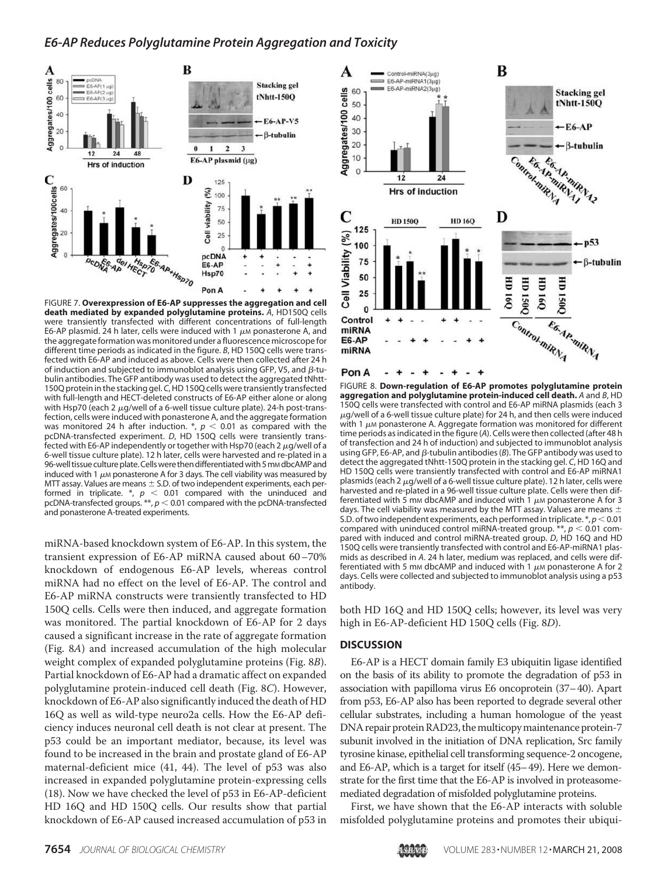FIGURE 7. **Overexpression of E6-AP suppresses the aggregation and cell death mediated by expanded polyglutamine proteins.** *A*, HD150Q cells were transiently transfected with different concentrations of full-length E6-AP plasmid. 24 h later, cells were induced with 1 μM ponasterone A, and the aggregate formation was monitored under a fluorescence microscope for different time periods as indicated in the figure. *B*, HD 150Q cells were transfected with E6-AP and induced as above. Cells were then collected after 24 h of induction and subjected to immunoblot analysis using GFP, V5, and β-tubulin antibodies. The GFP antibody was used to detect the aggregated tNhtt-150Q protein in the stacking gel. *C*, HD 150Q cells were transiently transfected with full-length and HECT-deleted constructs of E6-AP either alone or along with Hsp70 (each 2 μg/well of a 6-well tissue culture plate). 24-h post-transfection, cells were induced with ponasterone A, and the aggregate formation was monitored 24 h after induction. *, $p < 0.01$ as compared with the pcDNA-transfected experiment. *D*, HD 150Q cells were transiently transfected with E6-AP independently or together with Hsp70 (each 2 μg/well of a 6-well tissue culture plate). 12 h later, cells were harvested and re-plated in a 96-well tissue culture plate. Cells were then differentiated with 5 mM dbcAMP and induced with 1 μM ponasterone A for 3 days. The cell viability was measured by MTT assay. Values are means ± S.D. of two independent experiments, each performed in triplicate. *, $p < 0.01$ compared with the uninduced and pcDNA-transfected groups. **, $p < 0.01$ compared with the pcDNA-transfected and ponasterone A-treated experiments.

FIGURE 8. **Down-regulation of E6-AP promotes polyglutamine protein aggregation and polyglutamine protein-induced cell death.** *A* and *B*, HD 150Q cells were transfected with control and E6-AP miRNA plasmids (each 3 μg/well of a 6-well tissue culture plate) for 24 h, and then cells were induced with 1 μM ponasterone A. Aggregate formation was monitored for different time periods as indicated in the figure (*A*). Cells were then collected (after 48 h of transfection and 24 h of induction) and subjected to immunoblot analysis using GFP, E6-AP, and β-tubulin antibodies (*B*). The GFP antibody was used to detect the aggregated tNhtt-150Q protein in the stacking gel. *C*, HD 16Q and HD 150Q cells were transiently transfected with control and E6-AP miRNA1 plasmids (each 2 μg/well of a 6-well tissue culture plate). 12 h later, cells were harvested and re-plated in a 96-well tissue culture plate. Cells were then differentiated with 5 mM dbcAMP and induced with 1 μM ponasterone A for 3 days. The cell viability was measured by the MTT assay. Values are means ± S.D. of two independent experiments, each performed in triplicate. *, $p < 0.01$ compared with uninduced control miRNA-treated group. **, $p < 0.01$ compared with induced and control miRNA-treated group. *D*, HD 16Q and HD 150Q cells were transiently transfected with control and E6-AP-miRNA1 plasmids as described in *A*. 24 h later, medium was replaced, and cells were differentiated with 5 mM dbcAMP and induced with 1 μM ponasterone A for 2 days. Cells were collected and subjected to immunoblot analysis using a p53 antibody.

miRNA-based knockdown system of E6-AP. In this system, the transient expression of E6-AP miRNA caused about 60–70% knockdown of endogenous E6-AP levels, whereas control miRNA had no effect on the level of E6-AP. The control and E6-AP miRNA constructs were transiently transfected to HD 150Q cells. Cells were then induced, and aggregate formation was monitored. The partial knockdown of E6-AP for 2 days caused a significant increase in the rate of aggregate formation (Fig. 8*A*) and increased accumulation of the high molecular weight complex of expanded polyglutamine proteins (Fig. 8*B*). Partial knockdown of E6-AP had a dramatic affect on expanded polyglutamine protein-induced cell death (Fig. 8*C*). However, knockdown of E6-AP also significantly induced the death of HD 16Q as well as wild-type neuro2a cells. How the E6-AP deficiency induces neuronal cell death is not clear at present. The p53 could be an important mediator, because, its level was found to be increased in the brain and prostate gland of E6-AP maternal-deficient mice (41, 44). The level of p53 was also increased in expanded polyglutamine protein-expressing cells (18). Now we have checked the level of p53 in E6-AP-deficient HD 16Q and HD 150Q cells. Our results show that partial knockdown of E6-AP caused increased accumulation of p53 in both HD 16Q and HD 150Q cells; however, its level was very high in E6-AP-deficient HD 150Q cells (Fig. 8*D*).

## DISCUSSION

E6-AP is a HECT domain family E3 ubiquitin ligase identified on the basis of its ability to promote the degradation of p53 in association with papilloma virus E6 oncoprotein (37–40). Apart from p53, E6-AP also has been reported to degrade several other cellular substrates, including a human homologue of the yeast DNA repair protein RAD23, the multicopy maintenance protein-7 subunit involved in the initiation of DNA replication, Src family tyrosine kinase, epithelial cell transforming sequence-2 oncogene, and E6-AP, which is a target for itself (45–49). Here we demonstrate for the first time that the E6-AP is involved in proteasome-mediated degradation of misfolded polyglutamine proteins.

First, we have shown that the E6-AP interacts with soluble misfolded polyglutamine proteins and promotes their ubiqui-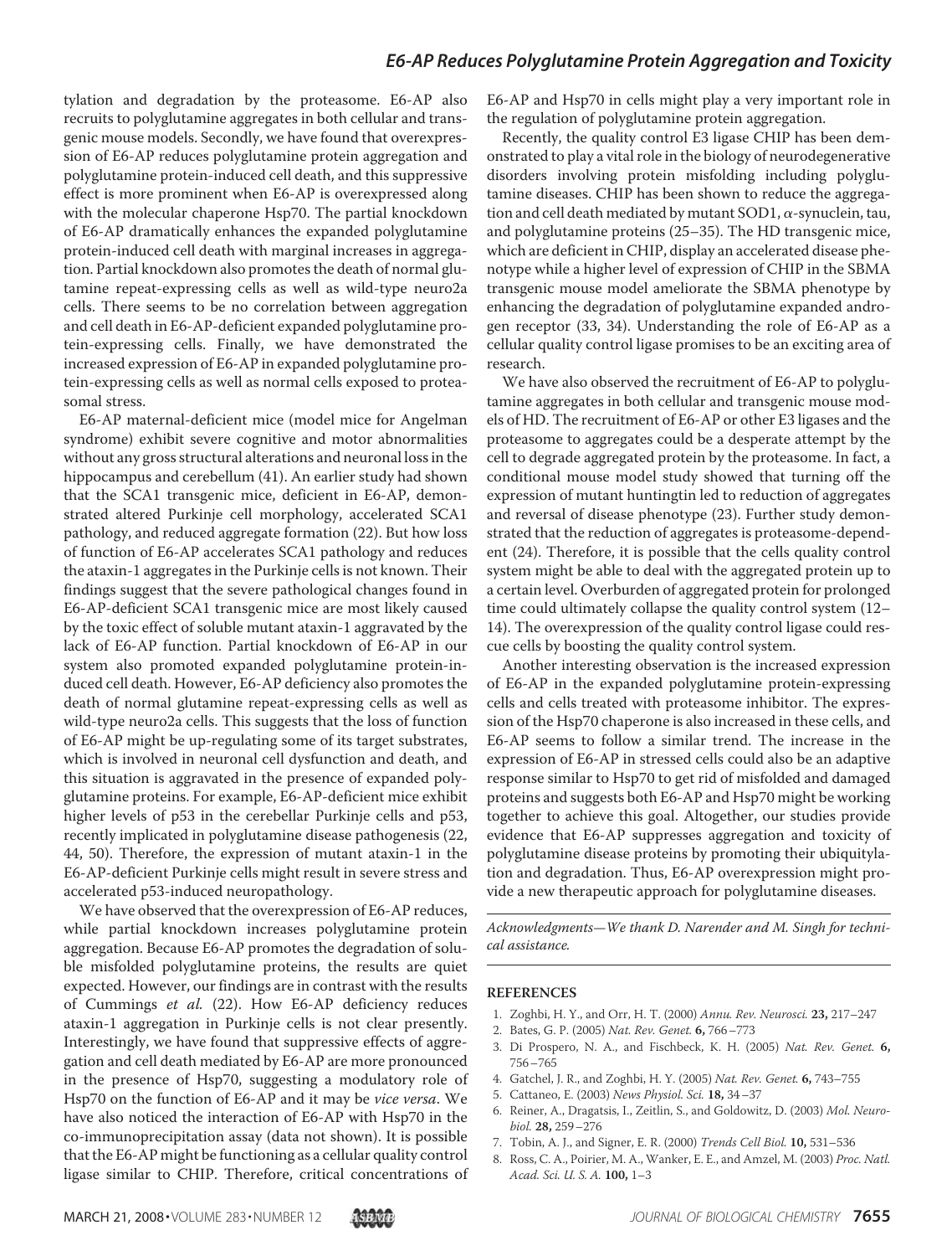tylation and degradation by the proteasome. E6-AP also recruits to polyglutamine aggregates in both cellular and transgenic mouse models. Secondly, we have found that overexpression of E6-AP reduces polyglutamine protein aggregation and polyglutamine protein-induced cell death, and this suppressive effect is more prominent when E6-AP is overexpressed along with the molecular chaperone Hsp70. The partial knockdown of E6-AP dramatically enhances the expanded polyglutamine protein-induced cell death with marginal increases in aggregation. Partial knockdown also promotes the death of normal glutamine repeat-expressing cells as well as wild-type neuro2a cells. There seems to be no correlation between aggregation and cell death in E6-AP-deficient expanded polyglutamine protein-expressing cells. Finally, we have demonstrated the increased expression of E6-AP in expanded polyglutamine protein-expressing cells as well as normal cells exposed to proteasomal stress.

E6-AP maternal-deficient mice (model mice for Angelman syndrome) exhibit severe cognitive and motor abnormalities without any gross structural alterations and neuronal loss in the hippocampus and cerebellum (41). An earlier study had shown that the SCA1 transgenic mice, deficient in E6-AP, demonstrated altered Purkinje cell morphology, accelerated SCA1 pathology, and reduced aggregate formation (22). But how loss of function of E6-AP accelerates SCA1 pathology and reduces the ataxin-1 aggregates in the Purkinje cells is not known. Their findings suggest that the severe pathological changes found in E6-AP-deficient SCA1 transgenic mice are most likely caused by the toxic effect of soluble mutant ataxin-1 aggravated by the lack of E6-AP function. Partial knockdown of E6-AP in our system also promoted expanded polyglutamine protein-induced cell death. However, E6-AP deficiency also promotes the death of normal glutamine repeat-expressing cells as well as wild-type neuro2a cells. This suggests that the loss of function of E6-AP might be up-regulating some of its target substrates, which is involved in neuronal cell dysfunction and death, and this situation is aggravated in the presence of expanded polyglutamine proteins. For example, E6-AP-deficient mice exhibit higher levels of p53 in the cerebellar Purkinje cells and p53, recently implicated in polyglutamine disease pathogenesis (22, 44, 50). Therefore, the expression of mutant ataxin-1 in the E6-AP-deficient Purkinje cells might result in severe stress and accelerated p53-induced neuropathology.

We have observed that the overexpression of E6-AP reduces, while partial knockdown increases polyglutamine protein aggregation. Because E6-AP promotes the degradation of soluble misfolded polyglutamine proteins, the results are quiet expected. However, our findings are in contrast with the results of Cummings *et al.* (22). How E6-AP deficiency reduces ataxin-1 aggregation in Purkinje cells is not clear presently. Interestingly, we have found that suppressive effects of aggregation and cell death mediated by E6-AP are more pronounced in the presence of Hsp70, suggesting a modulatory role of Hsp70 on the function of E6-AP and it may be *vice versa*. We have also noticed the interaction of E6-AP with Hsp70 in the co-immunoprecipitation assay (data not shown). It is possible that the E6-AP might be functioning as a cellular quality control ligase similar to CHIP. Therefore, critical concentrations of E6-AP and Hsp70 in cells might play a very important role in the regulation of polyglutamine protein aggregation.

Recently, the quality control E3 ligase CHIP has been demonstrated to play a vital role in the biology of neurodegenerative disorders involving protein misfolding including polyglutamine diseases. CHIP has been shown to reduce the aggregation and cell death mediated by mutant SOD1, α-synuclein, tau, and polyglutamine proteins (25–35). The HD transgenic mice, which are deficient in CHIP, display an accelerated disease phenotype while a higher level of expression of CHIP in the SBMA transgenic mouse model ameliorate the SBMA phenotype by enhancing the degradation of polyglutamine expanded androgen receptor (33, 34). Understanding the role of E6-AP as a cellular quality control ligase promises to be an exciting area of research.

We have also observed the recruitment of E6-AP to polyglutamine aggregates in both cellular and transgenic mouse models of HD. The recruitment of E6-AP or other E3 ligases and the proteasome to aggregates could be a desperate attempt by the cell to degrade aggregated protein by the proteasome. In fact, a conditional mouse model study showed that turning off the expression of mutant huntingtin led to reduction of aggregates and reversal of disease phenotype (23). Further study demonstrated that the reduction of aggregates is proteasome-dependent (24). Therefore, it is possible that the cells quality control system might be able to deal with the aggregated protein up to a certain level. Overburden of aggregated protein for prolonged time could ultimately collapse the quality control system (12–14). The overexpression of the quality control ligase could rescue cells by boosting the quality control system.

Another interesting observation is the increased expression of E6-AP in the expanded polyglutamine protein-expressing cells and cells treated with proteasome inhibitor. The expression of the Hsp70 chaperone is also increased in these cells, and E6-AP seems to follow a similar trend. The increase in the expression of E6-AP in stressed cells could also be an adaptive response similar to Hsp70 to get rid of misfolded and damaged proteins and suggests both E6-AP and Hsp70 might be working together to achieve this goal. Altogether, our studies provide evidence that E6-AP suppresses aggregation and toxicity of polyglutamine disease proteins by promoting their ubiquitylation and degradation. Thus, E6-AP overexpression might provide a new therapeutic approach for polyglutamine diseases.

*Acknowledgments—We thank D. Narender and M. Singh for technical assistance.*

## REFERENCES

1. Zoghbi, H. Y., and Orr, H. T. (2000) *Annu. Rev. Neurosci.* **23,** 217–247
2. Bates, G. P. (2005) *Nat. Rev. Genet.* **6,** 766–773
3. Di Prospero, N. A., and Fischbeck, K. H. (2005) *Nat. Rev. Genet.* **6,** 756–765
4. Gatchel, J. R., and Zoghbi, H. Y. (2005) *Nat. Rev. Genet.* **6,** 743–755
5. Cattaneo, E. (2003) *News Physiol. Sci.* **18,** 34–37
6. Reiner, A., Dragatsis, I., Zeitlin, S., and Goldowitz, D. (2003) *Mol. Neurobiol.* **28,** 259–276
7. Tobin, A. J., and Signer, E. R. (2000) *Trends Cell Biol.* **10,** 531–536
8. Ross, C. A., Poirier, M. A., Wanker, E. E., and Amzel, M. (2003) *Proc. Natl. Acad. Sci. U. S. A.* **100,** 1–3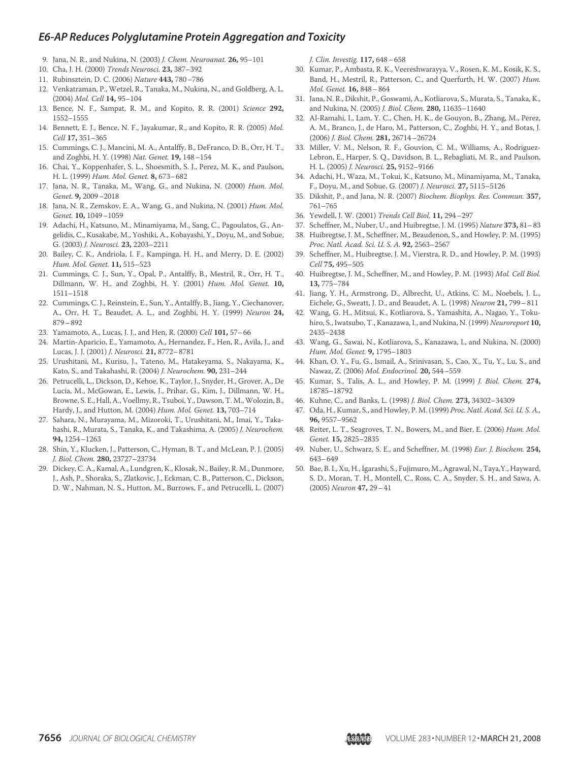9. Jana, N. R., and Nukina, N. (2003) *J. Chem. Neuroanat.* **26,** 95–101
10. Cha, J. H. (2000) *Trends Neurosci.* **23,** 387–392
11. Rubinsztein, D. C. (2006) *Nature* **443,** 780–786
12. Venkatraman, P., Wetzel, R., Tanaka, M., Nukina, N., and Goldberg, A. L. (2004) *Mol. Cell* **14,** 95–104
13. Bence, N. F., Sampat, R. M., and Kopito, R. R. (2001) *Science* **292,** 1552–1555
14. Bennett, E. J., Bence, N. F., Jayakumar, R., and Kopito, R. R. (2005) *Mol. Cell* **17,** 351–365
15. Cummings, C. J., Mancini, M. A., Antalffy, B., DeFranco, D. B., Orr, H. T., and Zoghbi, H. Y. (1998) *Nat. Genet.* **19,** 148–154
16. Chai, Y., Koppenhafer, S. L., Shoesmith, S. J., Perez, M. K., and Paulson, H. L. (1999) *Hum. Mol. Genet.* **8,** 673–682
17. Jana, N. R., Tanaka, M., Wang, G., and Nukina, N. (2000) *Hum. Mol. Genet.* **9,** 2009–2018
18. Jana, N. R., Zemskov, E. A., Wang, G., and Nukina, N. (2001) *Hum. Mol. Genet.* **10,** 1049–1059
19. Adachi, H., Katsuno, M., Minamiyama, M., Sang, C., Pagoulatos, G., Angelidis, C., Kusakabe, M., Yoshiki, A., Kobayashi, Y., Doyu, M., and Sobue, G. (2003) *J. Neurosci.* **23,** 2203–2211
20. Bailey, C. K., Andriola, I. F., Kampinga, H. H., and Merry, D. E. (2002) *Hum. Mol. Genet.* **11,** 515–523
21. Cummings, C. J., Sun, Y., Opal, P., Antalffy, B., Mestril, R., Orr, H. T., Dillmann, W. H., and Zoghbi, H. Y. (2001) *Hum. Mol. Genet.* **10,** 1511–1518
22. Cummings, C. J., Reinstein, E., Sun, Y., Antalffy, B., Jiang, Y., Ciechanover, A., Orr, H. T., Beaudet, A. L., and Zoghbi, H. Y. (1999) *Neuron* **24,** 879–892
23. Yamamoto, A., Lucas, J. J., and Hen, R. (2000) *Cell* **101,** 57–66
24. Martin-Aparicio, E., Yamamoto, A., Hernandez, F., Hen, R., Avila, J., and Lucas, J. J. (2001) *J. Neurosci.* **21,** 8772–8781
25. Urushitani, M., Kurisu, J., Tateno, M., Hatakeyama, S., Nakayama, K., Kato, S., and Takahashi, R. (2004) *J. Neurochem.* **90,** 231–244
26. Petrucelli, L., Dickson, D., Kehoe, K., Taylor, J., Snyder, H., Grover, A., De Lucia, M., McGowan, E., Lewis, J., Prihar, G., Kim, J., Dillmann, W. H., Browne, S. E., Hall, A., Voellmy, R., Tsuboi, Y., Dawson, T. M., Wolozin, B., Hardy, J., and Hutton, M. (2004) *Hum. Mol. Genet.* **13,** 703–714
27. Sahara, N., Murayama, M., Mizoroki, T., Urushitani, M., Imai, Y., Takahashi, R., Murata, S., Tanaka, K., and Takashima, A. (2005) *J. Neurochem.* **94,** 1254–1263
28. Shin, Y., Klucken, J., Patterson, C., Hyman, B. T., and McLean, P. J. (2005) *J. Biol. Chem.* **280,** 23727–23734
29. Dickey, C. A., Kamal, A., Lundgren, K., Klosak, N., Bailey, R. M., Dunmore, J., Ash, P., Shoraka, S., Zlatkovic, J., Eckman, C. B., Patterson, C., Dickson, D. W., Nahman, N. S., Hutton, M., Burrows, F., and Petrucelli, L. (2007) *J. Clin. Investig.* **117,** 648–658
30. Kumar, P., Ambasta, R. K., Veereshwarayya, V., Rosen, K. M., Kosik, K. S., Band, H., Mestril, R., Patterson, C., and Querfurth, H. W. (2007) *Hum. Mol. Genet.* **16,** 848–864
31. Jana, N. R., Dikshit, P., Goswami, A., Kotliarova, S., Murata, S., Tanaka, K., and Nukina, N. (2005) *J. Biol. Chem.* **280,** 11635–11640
32. Al-Ramahi, I., Lam, Y. C., Chen, H. K., de Gouyon, B., Zhang, M., Perez, A. M., Branco, J., de Haro, M., Patterson, C., Zoghbi, H. Y., and Botas, J. (2006) *J. Biol. Chem.* **281,** 26714–26724
33. Miller, V. M., Nelson, R. F., Gouvion, C. M., Williams, A., Rodriguez-Lebron, E., Harper, S. Q., Davidson, B. L., Rebagliati, M. R., and Paulson, H. L. (2005) *J. Neurosci.* **25,** 9152–9166
34. Adachi, H., Waza, M., Tokui, K., Katsuno, M., Minamiyama, M., Tanaka, F., Doyu, M., and Sobue, G. (2007) *J. Neurosci.* **27,** 5115–5126
35. Dikshit, P., and Jana, N. R. (2007) *Biochem. Biophys. Res. Commun.* **357,** 761–765
36. Yewdell, J. W. (2001) *Trends Cell Biol.* **11,** 294–297
37. Scheffner, M., Nuber, U., and Huibregtse, J. M. (1995) *Nature* **373,** 81–83
38. Huibregtse, J. M., Scheffner, M., Beaudenon, S., and Howley, P. M. (1995) *Proc. Natl. Acad. Sci. U. S. A.* **92,** 2563–2567
39. Scheffner, M., Huibregtse, J. M., Vierstra, R. D., and Howley, P. M. (1993) *Cell* **75,** 495–505
40. Huibregtse, J. M., Scheffner, M., and Howley, P. M. (1993) *Mol. Cell Biol.* **13,** 775–784
41. Jiang, Y. H., Armstrong, D., Albrecht, U., Atkins, C. M., Noebels, J. L., Eichele, G., Sweatt, J. D., and Beaudet, A. L. (1998) *Neuron* **21,** 799–811
42. Wang, G. H., Mitsui, K., Kotliarova, S., Yamashita, A., Nagao, Y., Tokuhiro, S., Iwatsubo, T., Kanazawa, I., and Nukina, N. (1999) *Neuroreport* **10,** 2435–2438
43. Wang, G., Sawai, N., Kotliarova, S., Kanazawa, I., and Nukina, N. (2000) *Hum. Mol. Genet.* **9,** 1795–1803
44. Khan, O. Y., Fu, G., Ismail, A., Srinivasan, S., Cao, X., Tu, Y., Lu, S., and Nawaz, Z. (2006) *Mol. Endocrinol.* **20,** 544–559
45. Kumar, S., Talis, A. L., and Howley, P. M. (1999) *J. Biol. Chem.* **274,** 18785–18792
46. Kuhne, C., and Banks, L. (1998) *J. Biol. Chem.* **273,** 34302–34309
47. Oda, H., Kumar, S., and Howley, P. M. (1999) *Proc. Natl. Acad. Sci. U. S. A.,* **96,** 9557–9562
48. Reiter, L. T., Seagroves, T. N., Bowers, M., and Bier, E. (2006) *Hum. Mol. Genet.* **15,** 2825–2835
49. Nuber, U., Schwarz, S. E., and Scheffner, M. (1998) *Eur. J. Biochem.* **254,** 643–649
50. Bae, B. I., Xu, H., Igarashi, S., Fujimuro, M., Agrawal, N., Taya, Y., Hayward, S. D., Moran, T. H., Montell, C., Ross, C. A., Snyder, S. H., and Sawa, A. (2005) *Neuron* **47,** 29–41